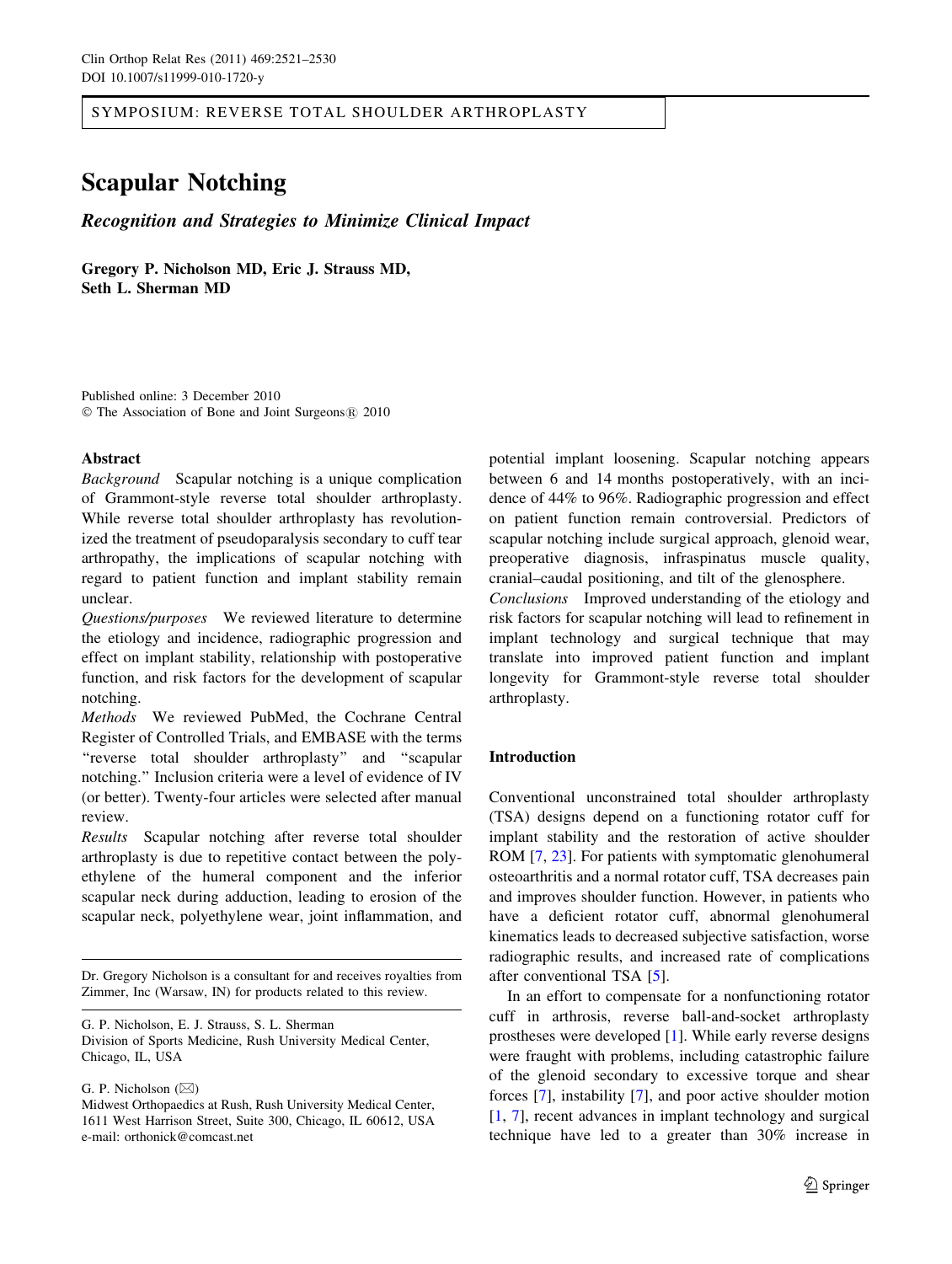SYMPOSIUM: REVERSE TOTAL SHOULDER ARTHROPLASTY

# Scapular Notching

## *Recognition and Strategies to Minimize Clinical Impact*

**Gregory P. Nicholson MD, Eric J. Strauss MD, Seth L. Sherman MD**

Published online: 3 December 2010
© The Association of Bone and Joint Surgeons® 2010

### Abstract

*Background* Scapular notching is a unique complication of Grammont-style reverse total shoulder arthroplasty. While reverse total shoulder arthroplasty has revolutionized the treatment of pseudoparalysis secondary to cuff tear arthropathy, the implications of scapular notching with regard to patient function and implant stability remain unclear.

*Questions/purposes* We reviewed literature to determine the etiology and incidence, radiographic progression and effect on implant stability, relationship with postoperative function, and risk factors for the development of scapular notching.

*Methods* We reviewed PubMed, the Cochrane Central Register of Controlled Trials, and EMBASE with the terms "reverse total shoulder arthroplasty" and "scapular notching." Inclusion criteria were a level of evidence of IV (or better). Twenty-four articles were selected after manual review.

*Results* Scapular notching after reverse total shoulder arthroplasty is due to repetitive contact between the polyethylene of the humeral component and the inferior scapular neck during adduction, leading to erosion of the scapular neck, polyethylene wear, joint inflammation, and potential implant loosening. Scapular notching appears between 6 and 14 months postoperatively, with an incidence of 44% to 96%. Radiographic progression and effect on patient function remain controversial. Predictors of scapular notching include surgical approach, glenoid wear, preoperative diagnosis, infraspinatus muscle quality, cranial–caudal positioning, and tilt of the glenosphere.

*Conclusions* Improved understanding of the etiology and risk factors for scapular notching will lead to refinement in implant technology and surgical technique that may translate into improved patient function and implant longevity for Grammont-style reverse total shoulder arthroplasty.

Dr. Gregory Nicholson is a consultant for and receives royalties from Zimmer, Inc (Warsaw, IN) for products related to this review.

G. P. Nicholson, E. J. Strauss, S. L. Sherman
Division of Sports Medicine, Rush University Medical Center, Chicago, IL, USA

G. P. Nicholson (✉)
Midwest Orthopaedics at Rush, Rush University Medical Center, 1611 West Harrison Street, Suite 300, Chicago, IL 60612, USA
e-mail: orthonick@comcast.net

### Introduction

Conventional unconstrained total shoulder arthroplasty (TSA) designs depend on a functioning rotator cuff for implant stability and the restoration of active shoulder ROM [7, 23]. For patients with symptomatic glenohumeral osteoarthritis and a normal rotator cuff, TSA decreases pain and improves shoulder function. However, in patients who have a deficient rotator cuff, abnormal glenohumeral kinematics leads to decreased subjective satisfaction, worse radiographic results, and increased rate of complications after conventional TSA [5].

In an effort to compensate for a nonfunctioning rotator cuff in arthrosis, reverse ball-and-socket arthroplasty prostheses were developed [1]. While early reverse designs were fraught with problems, including catastrophic failure of the glenoid secondary to excessive torque and shear forces [7], instability [7], and poor active shoulder motion [1, 7], recent advances in implant technology and surgical technique have led to a greater than 30% increase in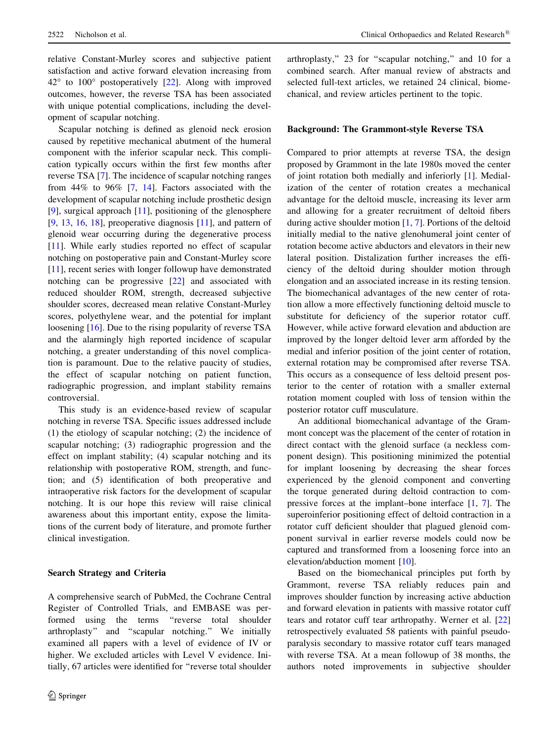relative Constant-Murley scores and subjective patient satisfaction and active forward elevation increasing from 42° to 100° postoperatively [22]. Along with improved outcomes, however, the reverse TSA has been associated with unique potential complications, including the development of scapular notching.

Scapular notching is defined as glenoid neck erosion caused by repetitive mechanical abutment of the humeral component with the inferior scapular neck. This complication typically occurs within the first few months after reverse TSA [7]. The incidence of scapular notching ranges from 44% to 96% [7, 14]. Factors associated with the development of scapular notching include prosthetic design [9], surgical approach [11], positioning of the glenosphere [9, 13, 16, 18], preoperative diagnosis [11], and pattern of glenoid wear occurring during the degenerative process [11]. While early studies reported no effect of scapular notching on postoperative pain and Constant-Murley score [11], recent series with longer followup have demonstrated notching can be progressive [22] and associated with reduced shoulder ROM, strength, decreased subjective shoulder scores, decreased mean relative Constant-Murley scores, polyethylene wear, and the potential for implant loosening [16]. Due to the rising popularity of reverse TSA and the alarmingly high reported incidence of scapular notching, a greater understanding of this novel complication is paramount. Due to the relative paucity of studies, the effect of scapular notching on patient function, radiographic progression, and implant stability remains controversial.

This study is an evidence-based review of scapular notching in reverse TSA. Specific issues addressed include (1) the etiology of scapular notching; (2) the incidence of scapular notching; (3) radiographic progression and the effect on implant stability; (4) scapular notching and its relationship with postoperative ROM, strength, and function; and (5) identification of both preoperative and intraoperative risk factors for the development of scapular notching. It is our hope this review will raise clinical awareness about this important entity, expose the limitations of the current body of literature, and promote further clinical investigation.

## Search Strategy and Criteria

A comprehensive search of PubMed, the Cochrane Central Register of Controlled Trials, and EMBASE was performed using the terms "reverse total shoulder arthroplasty" and "scapular notching." We initially examined all papers with a level of evidence of IV or higher. We excluded articles with Level V evidence. Initially, 67 articles were identified for "reverse total shoulder arthroplasty," 23 for "scapular notching," and 10 for a combined search. After manual review of abstracts and selected full-text articles, we retained 24 clinical, biomechanical, and review articles pertinent to the topic.

## Background: The Grammont-style Reverse TSA

Compared to prior attempts at reverse TSA, the design proposed by Grammont in the late 1980s moved the center of joint rotation both medially and inferiorly [1]. Medialization of the center of rotation creates a mechanical advantage for the deltoid muscle, increasing its lever arm and allowing for a greater recruitment of deltoid fibers during active shoulder motion [1, 7]. Portions of the deltoid initially medial to the native glenohumeral joint center of rotation become active abductors and elevators in their new lateral position. Distalization further increases the efficiency of the deltoid during shoulder motion through elongation and an associated increase in its resting tension. The biomechanical advantages of the new center of rotation allow a more effectively functioning deltoid muscle to substitute for deficiency of the superior rotator cuff. However, while active forward elevation and abduction are improved by the longer deltoid lever arm afforded by the medial and inferior position of the joint center of rotation, external rotation may be compromised after reverse TSA. This occurs as a consequence of less deltoid present posterior to the center of rotation with a smaller external rotation moment coupled with loss of tension within the posterior rotator cuff musculature.

An additional biomechanical advantage of the Grammont concept was the placement of the center of rotation in direct contact with the glenoid surface (a neckless component design). This positioning minimized the potential for implant loosening by decreasing the shear forces experienced by the glenoid component and converting the torque generated during deltoid contraction to compressive forces at the implant–bone interface [1, 7]. The superoinferior positioning effect of deltoid contraction in a rotator cuff deficient shoulder that plagued glenoid component survival in earlier reverse models could now be captured and transformed from a loosening force into an elevation/abduction moment [10].

Based on the biomechanical principles put forth by Grammont, reverse TSA reliably reduces pain and improves shoulder function by increasing active abduction and forward elevation in patients with massive rotator cuff tears and rotator cuff tear arthropathy. Werner et al. [22] retrospectively evaluated 58 patients with painful pseudoparalysis secondary to massive rotator cuff tears managed with reverse TSA. At a mean followup of 38 months, the authors noted improvements in subjective shoulder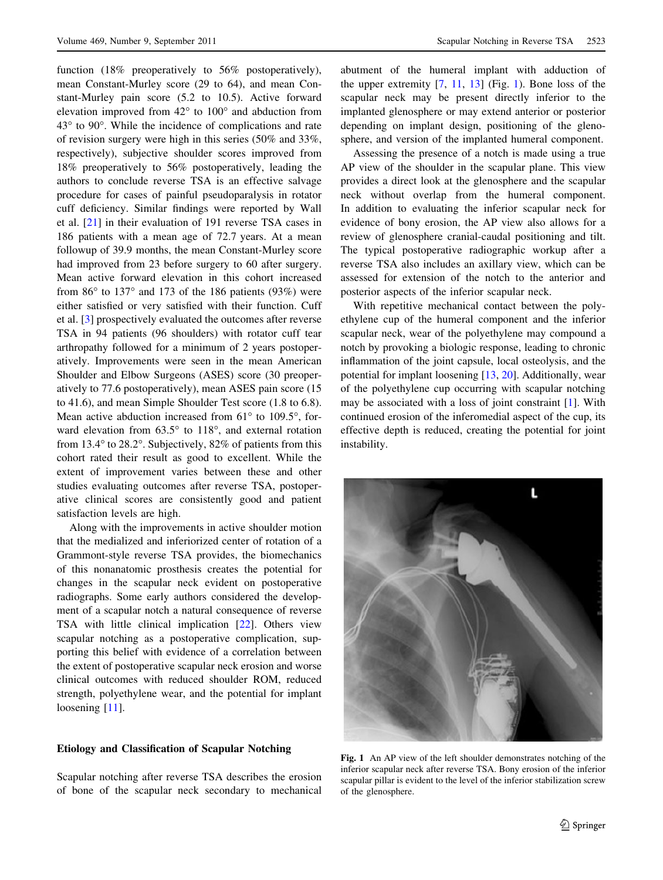function (18% preoperatively to 56% postoperatively), mean Constant-Murley score (29 to 64), and mean Constant-Murley pain score (5.2 to 10.5). Active forward elevation improved from 42° to 100° and abduction from 43° to 90°. While the incidence of complications and rate of revision surgery were high in this series (50% and 33%, respectively), subjective shoulder scores improved from 18% preoperatively to 56% postoperatively, leading the authors to conclude reverse TSA is an effective salvage procedure for cases of painful pseudoparalysis in rotator cuff deficiency. Similar findings were reported by Wall et al. [21] in their evaluation of 191 reverse TSA cases in 186 patients with a mean age of 72.7 years. At a mean followup of 39.9 months, the mean Constant-Murley score had improved from 23 before surgery to 60 after surgery. Mean active forward elevation in this cohort increased from 86° to 137° and 173 of the 186 patients (93%) were either satisfied or very satisfied with their function. Cuff et al. [3] prospectively evaluated the outcomes after reverse TSA in 94 patients (96 shoulders) with rotator cuff tear arthropathy followed for a minimum of 2 years postoperatively. Improvements were seen in the mean American Shoulder and Elbow Surgeons (ASES) score (30 preoperatively to 77.6 postoperatively), mean ASES pain score (15 to 41.6), and mean Simple Shoulder Test score (1.8 to 6.8). Mean active abduction increased from 61° to 109.5°, forward elevation from 63.5° to 118°, and external rotation from 13.4° to 28.2°. Subjectively, 82% of patients from this cohort rated their result as good to excellent. While the extent of improvement varies between these and other studies evaluating outcomes after reverse TSA, postoperative clinical scores are consistently good and patient satisfaction levels are high.

Along with the improvements in active shoulder motion that the medialized and inferiorized center of rotation of a Grammont-style reverse TSA provides, the biomechanics of this nonanatomic prosthesis creates the potential for changes in the scapular neck evident on postoperative radiographs. Some early authors considered the development of a scapular notch a natural consequence of reverse TSA with little clinical implication [22]. Others view scapular notching as a postoperative complication, supporting this belief with evidence of a correlation between the extent of postoperative scapular neck erosion and worse clinical outcomes with reduced shoulder ROM, reduced strength, polyethylene wear, and the potential for implant loosening [11].

## Etiology and Classification of Scapular Notching

Scapular notching after reverse TSA describes the erosion of bone of the scapular neck secondary to mechanical abutment of the humeral implant with adduction of the upper extremity [7, 11, 13] (Fig. 1). Bone loss of the scapular neck may be present directly inferior to the implanted glenosphere or may extend anterior or posterior depending on implant design, positioning of the glenosphere, and version of the implanted humeral component.

Assessing the presence of a notch is made using a true AP view of the shoulder in the scapular plane. This view provides a direct look at the glenosphere and the scapular neck without overlap from the humeral component. In addition to evaluating the inferior scapular neck for evidence of bony erosion, the AP view also allows for a review of glenosphere cranial-caudal positioning and tilt. The typical postoperative radiographic workup after a reverse TSA also includes an axillary view, which can be assessed for extension of the notch to the anterior and posterior aspects of the inferior scapular neck.

With repetitive mechanical contact between the polyethylene cup of the humeral component and the inferior scapular neck, wear of the polyethylene may compound a notch by provoking a biologic response, leading to chronic inflammation of the joint capsule, local osteolysis, and the potential for implant loosening [13, 20]. Additionally, wear of the polyethylene cup occurring with scapular notching may be associated with a loss of joint constraint [1]. With continued erosion of the inferomedial aspect of the cup, its effective depth is reduced, creating the potential for joint instability.

**Fig. 1** An AP view of the left shoulder demonstrates notching of the inferior scapular neck after reverse TSA. Bony erosion of the inferior scapular pillar is evident to the level of the inferior stabilization screw of the glenosphere.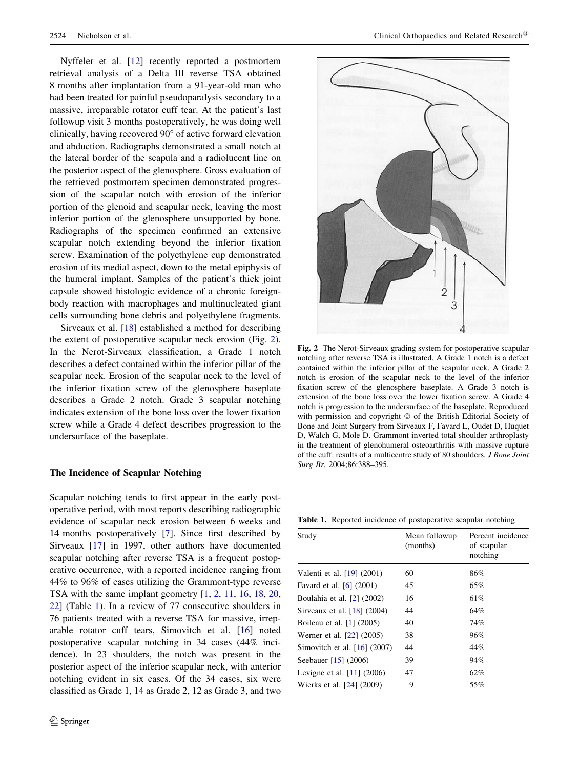Nyffeler et al. [12] recently reported a postmortem retrieval analysis of a Delta III reverse TSA obtained 8 months after implantation from a 91-year-old man who had been treated for painful pseudoparalysis secondary to a massive, irreparable rotator cuff tear. At the patient's last followup visit 3 months postoperatively, he was doing well clinically, having recovered 90° of active forward elevation and abduction. Radiographs demonstrated a small notch at the lateral border of the scapula and a radiolucent line on the posterior aspect of the glenosphere. Gross evaluation of the retrieved postmortem specimen demonstrated progression of the scapular notch with erosion of the inferior portion of the glenoid and scapular neck, leaving the most inferior portion of the glenosphere unsupported by bone. Radiographs of the specimen confirmed an extensive scapular notch extending beyond the inferior fixation screw. Examination of the polyethylene cup demonstrated erosion of its medial aspect, down to the metal epiphysis of the humeral implant. Samples of the patient's thick joint capsule showed histologic evidence of a chronic foreign-body reaction with macrophages and multinucleated giant cells surrounding bone debris and polyethylene fragments.

Sirveaux et al. [18] established a method for describing the extent of postoperative scapular neck erosion (Fig. 2). In the Nerot-Sirveaux classification, a Grade 1 notch describes a defect contained within the inferior pillar of the scapular neck. Erosion of the scapular neck to the level of the inferior fixation screw of the glenosphere baseplate describes a Grade 2 notch. Grade 3 scapular notching indicates extension of the bone loss over the lower fixation screw while a Grade 4 defect describes progression to the undersurface of the baseplate.

**Fig. 2** The Nerot-Sirveaux grading system for postoperative scapular notching after reverse TSA is illustrated. A Grade 1 notch is a defect contained within the inferior pillar of the scapular neck. A Grade 2 notch is erosion of the scapular neck to the level of the inferior fixation screw of the glenosphere baseplate. A Grade 3 notch is extension of the bone loss over the lower fixation screw. A Grade 4 notch is progression to the undersurface of the baseplate. Reproduced with permission and copyright © of the British Editorial Society of Bone and Joint Surgery from Sirveaux F, Favard L, Oudet D, Huquet D, Walch G, Mole D. Grammont inverted total shoulder arthroplasty in the treatment of glenohumeral osteoarthritis with massive rupture of the cuff: results of a multicentre study of 80 shoulders. *J Bone Joint Surg Br.* 2004;86:388–395.

### The Incidence of Scapular Notching

Scapular notching tends to first appear in the early postoperative period, with most reports describing radiographic evidence of scapular neck erosion between 6 weeks and 14 months postoperatively [7]. Since first described by Sirveaux [17] in 1997, other authors have documented scapular notching after reverse TSA is a frequent postoperative occurrence, with a reported incidence ranging from 44% to 96% of cases utilizing the Grammont-type reverse TSA with the same implant geometry [1, 2, 11, 16, 18, 20, 22] (Table 1). In a review of 77 consecutive shoulders in 76 patients treated with a reverse TSA for massive, irreparable rotator cuff tears, Simovitch et al. [16] noted postoperative scapular notching in 34 cases (44% incidence). In 23 shoulders, the notch was present in the posterior aspect of the inferior scapular neck, with anterior notching evident in six cases. Of the 34 cases, six were classified as Grade 1, 14 as Grade 2, 12 as Grade 3, and two

**Table 1.** Reported incidence of postoperative scapular notching

| Study | Mean followup (months) | Percent incidence of scapular notching |
|---|---|---|
| Valenti et al. [19] (2001) | 60 | 86% |
| Favard et al. [6] (2001) | 45 | 65% |
| Boulahia et al. [2] (2002) | 16 | 61% |
| Sirveaux et al. [18] (2004) | 44 | 64% |
| Boileau et al. [1] (2005) | 40 | 74% |
| Werner et al. [22] (2005) | 38 | 96% |
| Simovitch et al. [16] (2007) | 44 | 44% |
| Seebauer [15] (2006) | 39 | 94% |
| Levigne et al. [11] (2006) | 47 | 62% |
| Wierks et al. [24] (2009) | 9 | 55% |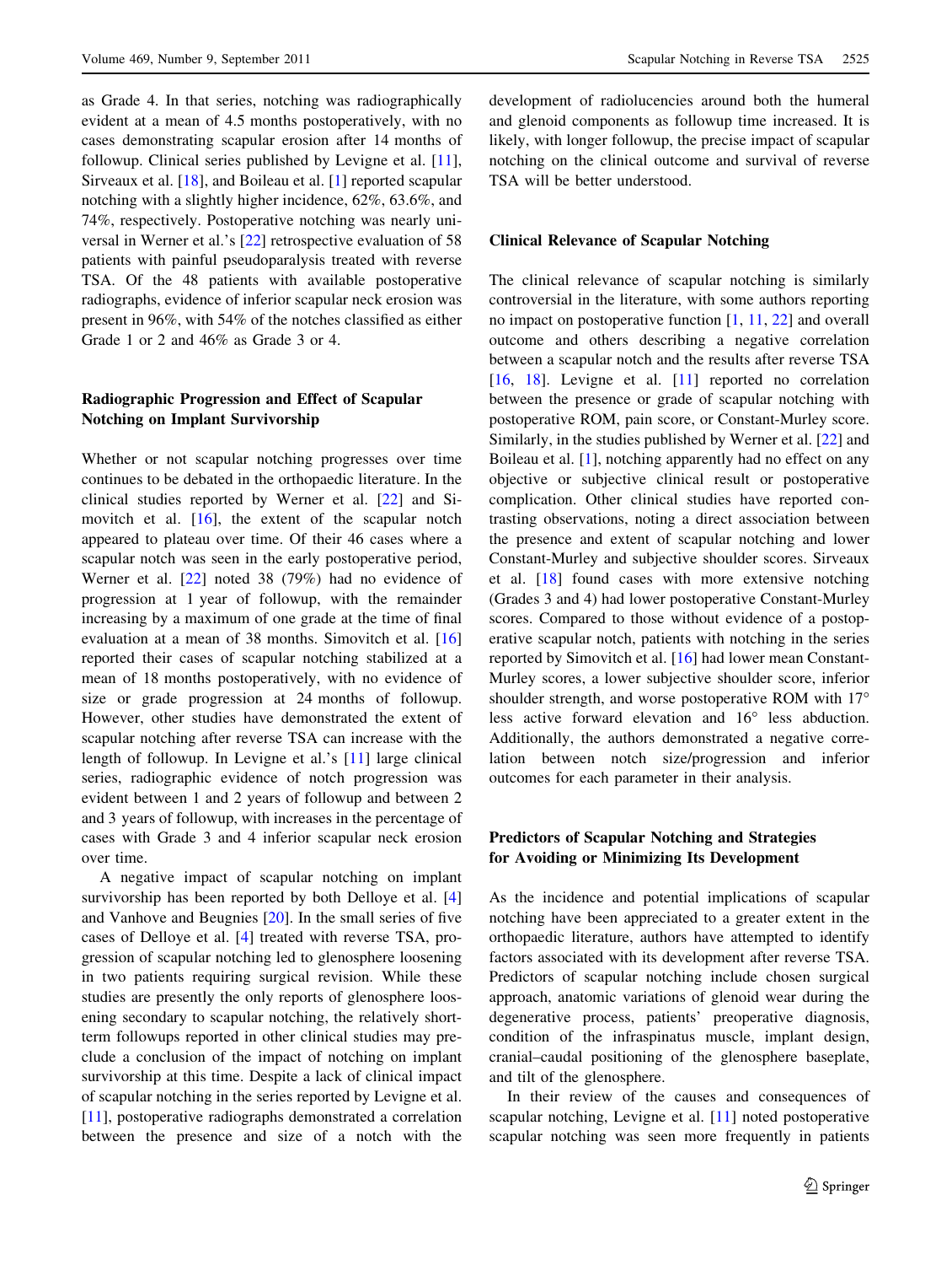as Grade 4. In that series, notching was radiographically evident at a mean of 4.5 months postoperatively, with no cases demonstrating scapular erosion after 14 months of followup. Clinical series published by Levigne et al. [11], Sirveaux et al. [18], and Boileau et al. [1] reported scapular notching with a slightly higher incidence, 62%, 63.6%, and 74%, respectively. Postoperative notching was nearly universal in Werner et al.'s [22] retrospective evaluation of 58 patients with painful pseudoparalysis treated with reverse TSA. Of the 48 patients with available postoperative radiographs, evidence of inferior scapular neck erosion was present in 96%, with 54% of the notches classified as either Grade 1 or 2 and 46% as Grade 3 or 4.

## Radiographic Progression and Effect of Scapular Notching on Implant Survivorship

Whether or not scapular notching progresses over time continues to be debated in the orthopaedic literature. In the clinical studies reported by Werner et al. [22] and Simovitch et al. [16], the extent of the scapular notch appeared to plateau over time. Of their 46 cases where a scapular notch was seen in the early postoperative period, Werner et al. [22] noted 38 (79%) had no evidence of progression at 1 year of followup, with the remainder increasing by a maximum of one grade at the time of final evaluation at a mean of 38 months. Simovitch et al. [16] reported their cases of scapular notching stabilized at a mean of 18 months postoperatively, with no evidence of size or grade progression at 24 months of followup. However, other studies have demonstrated the extent of scapular notching after reverse TSA can increase with the length of followup. In Levigne et al.'s [11] large clinical series, radiographic evidence of notch progression was evident between 1 and 2 years of followup and between 2 and 3 years of followup, with increases in the percentage of cases with Grade 3 and 4 inferior scapular neck erosion over time.

A negative impact of scapular notching on implant survivorship has been reported by both Delloye et al. [4] and Vanhove and Beugnies [20]. In the small series of five cases of Delloye et al. [4] treated with reverse TSA, progression of scapular notching led to glenosphere loosening in two patients requiring surgical revision. While these studies are presently the only reports of glenosphere loosening secondary to scapular notching, the relatively short-term followups reported in other clinical studies may preclude a conclusion of the impact of notching on implant survivorship at this time. Despite a lack of clinical impact of scapular notching in the series reported by Levigne et al. [11], postoperative radiographs demonstrated a correlation between the presence and size of a notch with the development of radiolucencies around both the humeral and glenoid components as followup time increased. It is likely, with longer followup, the precise impact of scapular notching on the clinical outcome and survival of reverse TSA will be better understood.

## Clinical Relevance of Scapular Notching

The clinical relevance of scapular notching is similarly controversial in the literature, with some authors reporting no impact on postoperative function [1, 11, 22] and overall outcome and others describing a negative correlation between a scapular notch and the results after reverse TSA [16, 18]. Levigne et al. [11] reported no correlation between the presence or grade of scapular notching with postoperative ROM, pain score, or Constant-Murley score. Similarly, in the studies published by Werner et al. [22] and Boileau et al. [1], notching apparently had no effect on any objective or subjective clinical result or postoperative complication. Other clinical studies have reported contrasting observations, noting a direct association between the presence and extent of scapular notching and lower Constant-Murley and subjective shoulder scores. Sirveaux et al. [18] found cases with more extensive notching (Grades 3 and 4) had lower postoperative Constant-Murley scores. Compared to those without evidence of a postoperative scapular notch, patients with notching in the series reported by Simovitch et al. [16] had lower mean Constant-Murley scores, a lower subjective shoulder score, inferior shoulder strength, and worse postoperative ROM with 17° less active forward elevation and 16° less abduction. Additionally, the authors demonstrated a negative correlation between notch size/progression and inferior outcomes for each parameter in their analysis.

## Predictors of Scapular Notching and Strategies for Avoiding or Minimizing Its Development

As the incidence and potential implications of scapular notching have been appreciated to a greater extent in the orthopaedic literature, authors have attempted to identify factors associated with its development after reverse TSA. Predictors of scapular notching include chosen surgical approach, anatomic variations of glenoid wear during the degenerative process, patients' preoperative diagnosis, condition of the infraspinatus muscle, implant design, cranial–caudal positioning of the glenosphere baseplate, and tilt of the glenosphere.

In their review of the causes and consequences of scapular notching, Levigne et al. [11] noted postoperative scapular notching was seen more frequently in patients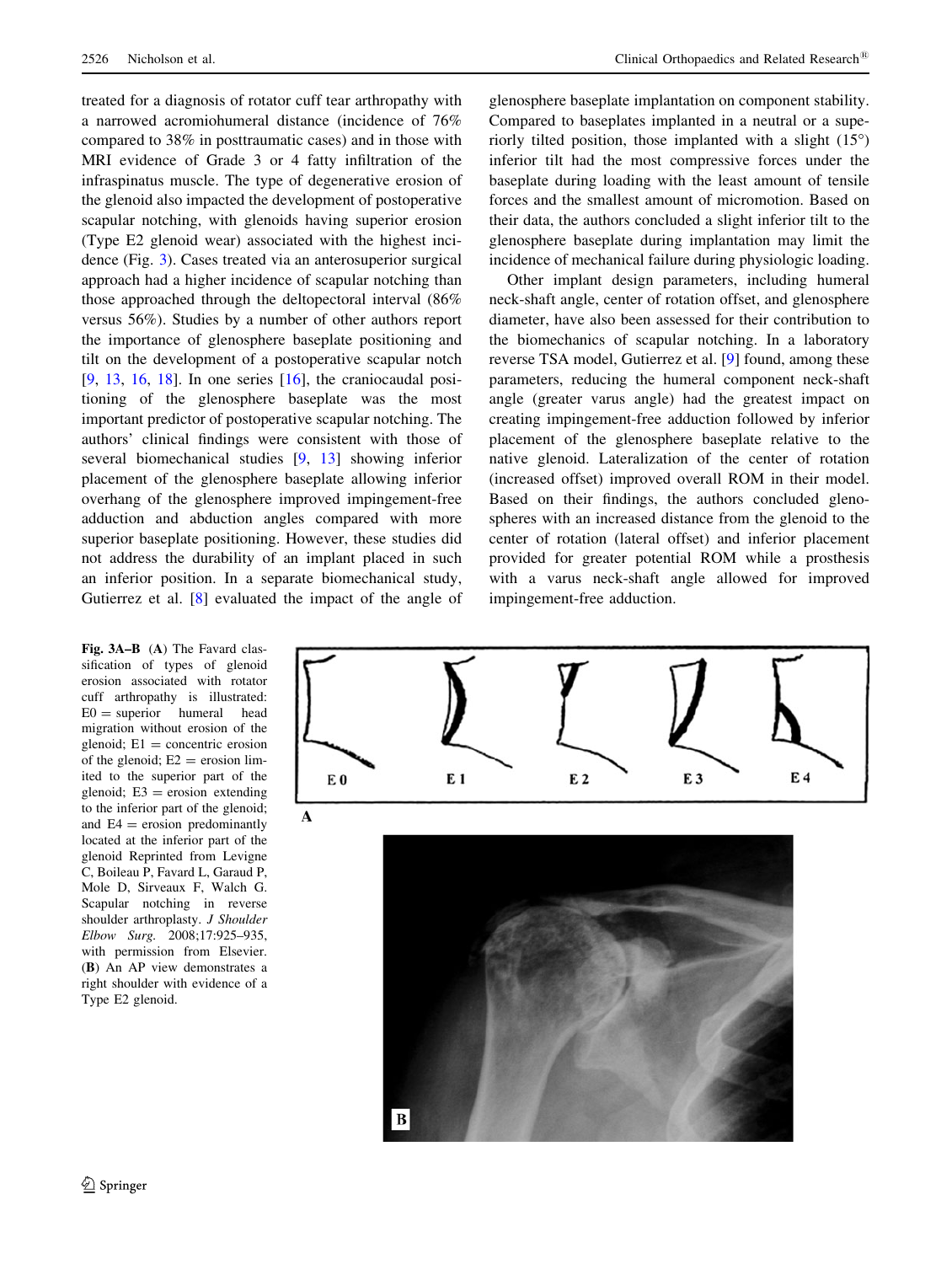treated for a diagnosis of rotator cuff tear arthropathy with a narrowed acromiohumeral distance (incidence of 76% compared to 38% in posttraumatic cases) and in those with MRI evidence of Grade 3 or 4 fatty infiltration of the infraspinatus muscle. The type of degenerative erosion of the glenoid also impacted the development of postoperative scapular notching, with glenoids having superior erosion (Type E2 glenoid wear) associated with the highest incidence (Fig. 3). Cases treated via an anterosuperior surgical approach had a higher incidence of scapular notching than those approached through the deltopectoral interval (86% versus 56%). Studies by a number of other authors report the importance of glenosphere baseplate positioning and tilt on the development of a postoperative scapular notch [9, 13, 16, 18]. In one series [16], the craniocaudal positioning of the glenosphere baseplate was the most important predictor of postoperative scapular notching. The authors' clinical findings were consistent with those of several biomechanical studies [9, 13] showing inferior placement of the glenosphere baseplate allowing inferior overhang of the glenosphere improved impingement-free adduction and abduction angles compared with more superior baseplate positioning. However, these studies did not address the durability of an implant placed in such an inferior position. In a separate biomechanical study, Gutierrez et al. [8] evaluated the impact of the angle of glenosphere baseplate implantation on component stability. Compared to baseplates implanted in a neutral or a superiorly tilted position, those implanted with a slight (15°) inferior tilt had the most compressive forces under the baseplate during loading with the least amount of tensile forces and the smallest amount of micromotion. Based on their data, the authors concluded a slight inferior tilt to the glenosphere baseplate during implantation may limit the incidence of mechanical failure during physiologic loading.

Other implant design parameters, including humeral neck-shaft angle, center of rotation offset, and glenosphere diameter, have also been assessed for their contribution to the biomechanics of scapular notching. In a laboratory reverse TSA model, Gutierrez et al. [9] found, among these parameters, reducing the humeral component neck-shaft angle (greater varus angle) had the greatest impact on creating impingement-free adduction followed by inferior placement of the glenosphere baseplate relative to the native glenoid. Lateralization of the center of rotation (increased offset) improved overall ROM in their model. Based on their findings, the authors concluded glenospheres with an increased distance from the glenoid to the center of rotation (lateral offset) and inferior placement provided for greater potential ROM while a prosthesis with a varus neck-shaft angle allowed for improved impingement-free adduction.

**Fig. 3A–B** (**A**) The Favard classification of types of glenoid erosion associated with rotator cuff arthropathy is illustrated: E0 = superior humeral head migration without erosion of the glenoid; E1 = concentric erosion of the glenoid; E2 = erosion limited to the superior part of the glenoid; E3 = erosion extending to the inferior part of the glenoid; and E4 = erosion predominantly located at the inferior part of the glenoid Reprinted from Levigne C, Boileau P, Favard L, Garaud P, Mole D, Sirveaux F, Walch G. Scapular notching in reverse shoulder arthroplasty. *J Shoulder Elbow Surg.* 2008;17:925–935, with permission from Elsevier. (**B**) An AP view demonstrates a right shoulder with evidence of a Type E2 glenoid.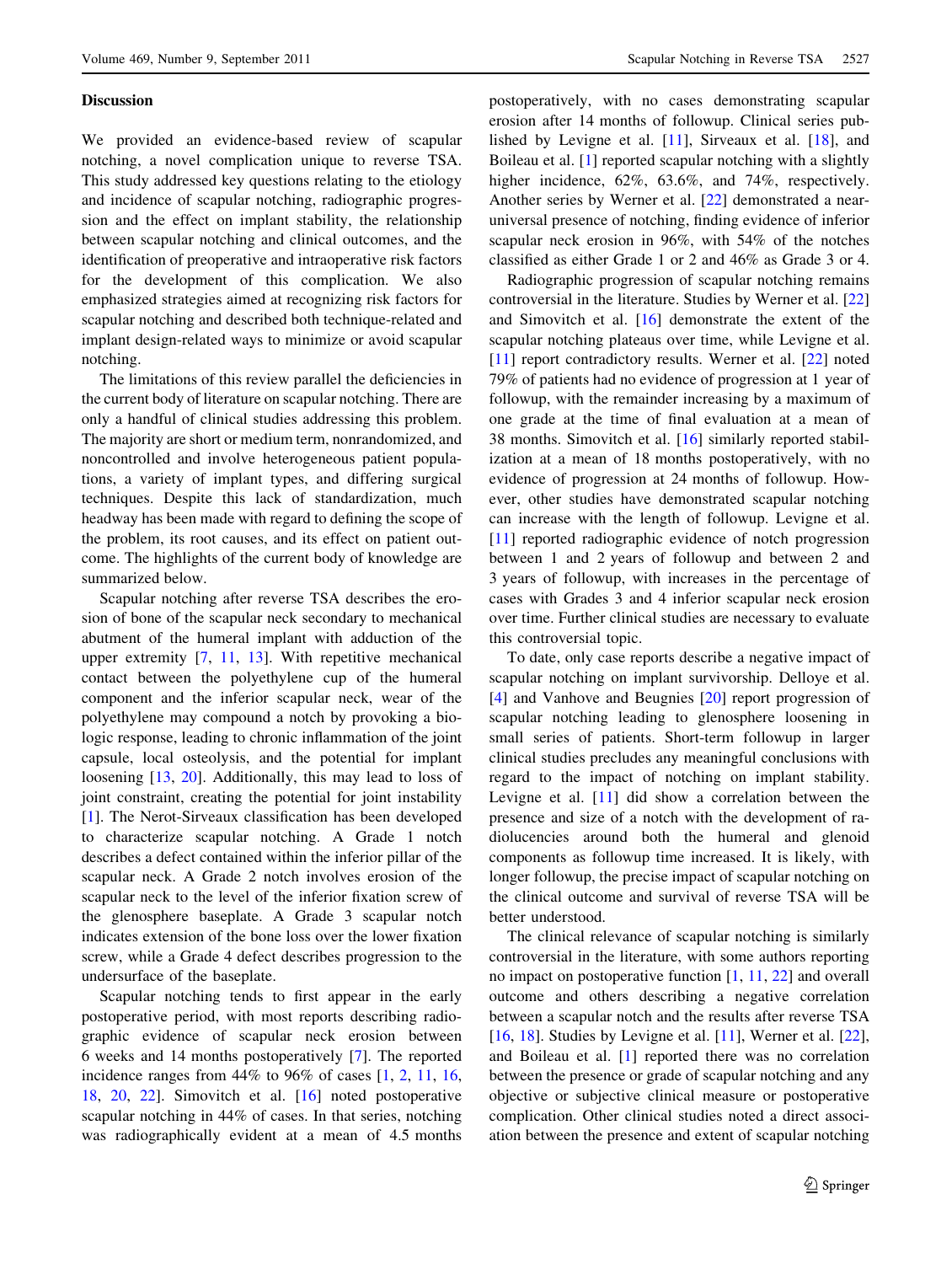## Discussion

We provided an evidence-based review of scapular notching, a novel complication unique to reverse TSA. This study addressed key questions relating to the etiology and incidence of scapular notching, radiographic progression and the effect on implant stability, the relationship between scapular notching and clinical outcomes, and the identification of preoperative and intraoperative risk factors for the development of this complication. We also emphasized strategies aimed at recognizing risk factors for scapular notching and described both technique-related and implant design-related ways to minimize or avoid scapular notching.

The limitations of this review parallel the deficiencies in the current body of literature on scapular notching. There are only a handful of clinical studies addressing this problem. The majority are short or medium term, nonrandomized, and noncontrolled and involve heterogeneous patient populations, a variety of implant types, and differing surgical techniques. Despite this lack of standardization, much headway has been made with regard to defining the scope of the problem, its root causes, and its effect on patient outcome. The highlights of the current body of knowledge are summarized below.

Scapular notching after reverse TSA describes the erosion of bone of the scapular neck secondary to mechanical abutment of the humeral implant with adduction of the upper extremity [7, 11, 13]. With repetitive mechanical contact between the polyethylene cup of the humeral component and the inferior scapular neck, wear of the polyethylene may compound a notch by provoking a biologic response, leading to chronic inflammation of the joint capsule, local osteolysis, and the potential for implant loosening [13, 20]. Additionally, this may lead to loss of joint constraint, creating the potential for joint instability [1]. The Nerot-Sirveaux classification has been developed to characterize scapular notching. A Grade 1 notch describes a defect contained within the inferior pillar of the scapular neck. A Grade 2 notch involves erosion of the scapular neck to the level of the inferior fixation screw of the glenosphere baseplate. A Grade 3 scapular notch indicates extension of the bone loss over the lower fixation screw, while a Grade 4 defect describes progression to the undersurface of the baseplate.

Scapular notching tends to first appear in the early postoperative period, with most reports describing radiographic evidence of scapular neck erosion between 6 weeks and 14 months postoperatively [7]. The reported incidence ranges from 44% to 96% of cases [1, 2, 11, 16, 18, 20, 22]. Simovitch et al. [16] noted postoperative scapular notching in 44% of cases. In that series, notching was radiographically evident at a mean of 4.5 months postoperatively, with no cases demonstrating scapular erosion after 14 months of followup. Clinical series published by Levigne et al. [11], Sirveaux et al. [18], and Boileau et al. [1] reported scapular notching with a slightly higher incidence, 62%, 63.6%, and 74%, respectively. Another series by Werner et al. [22] demonstrated a near-universal presence of notching, finding evidence of inferior scapular neck erosion in 96%, with 54% of the notches classified as either Grade 1 or 2 and 46% as Grade 3 or 4.

Radiographic progression of scapular notching remains controversial in the literature. Studies by Werner et al. [22] and Simovitch et al. [16] demonstrate the extent of the scapular notching plateaus over time, while Levigne et al. [11] report contradictory results. Werner et al. [22] noted 79% of patients had no evidence of progression at 1 year of followup, with the remainder increasing by a maximum of one grade at the time of final evaluation at a mean of 38 months. Simovitch et al. [16] similarly reported stabilization at a mean of 18 months postoperatively, with no evidence of progression at 24 months of followup. However, other studies have demonstrated scapular notching can increase with the length of followup. Levigne et al. [11] reported radiographic evidence of notch progression between 1 and 2 years of followup and between 2 and 3 years of followup, with increases in the percentage of cases with Grades 3 and 4 inferior scapular neck erosion over time. Further clinical studies are necessary to evaluate this controversial topic.

To date, only case reports describe a negative impact of scapular notching on implant survivorship. Delloye et al. [4] and Vanhove and Beugnies [20] report progression of scapular notching leading to glenosphere loosening in small series of patients. Short-term followup in larger clinical studies precludes any meaningful conclusions with regard to the impact of notching on implant stability. Levigne et al. [11] did show a correlation between the presence and size of a notch with the development of radiolucencies around both the humeral and glenoid components as followup time increased. It is likely, with longer followup, the precise impact of scapular notching on the clinical outcome and survival of reverse TSA will be better understood.

The clinical relevance of scapular notching is similarly controversial in the literature, with some authors reporting no impact on postoperative function [1, 11, 22] and overall outcome and others describing a negative correlation between a scapular notch and the results after reverse TSA [16, 18]. Studies by Levigne et al. [11], Werner et al. [22], and Boileau et al. [1] reported there was no correlation between the presence or grade of scapular notching and any objective or subjective clinical measure or postoperative complication. Other clinical studies noted a direct association between the presence and extent of scapular notching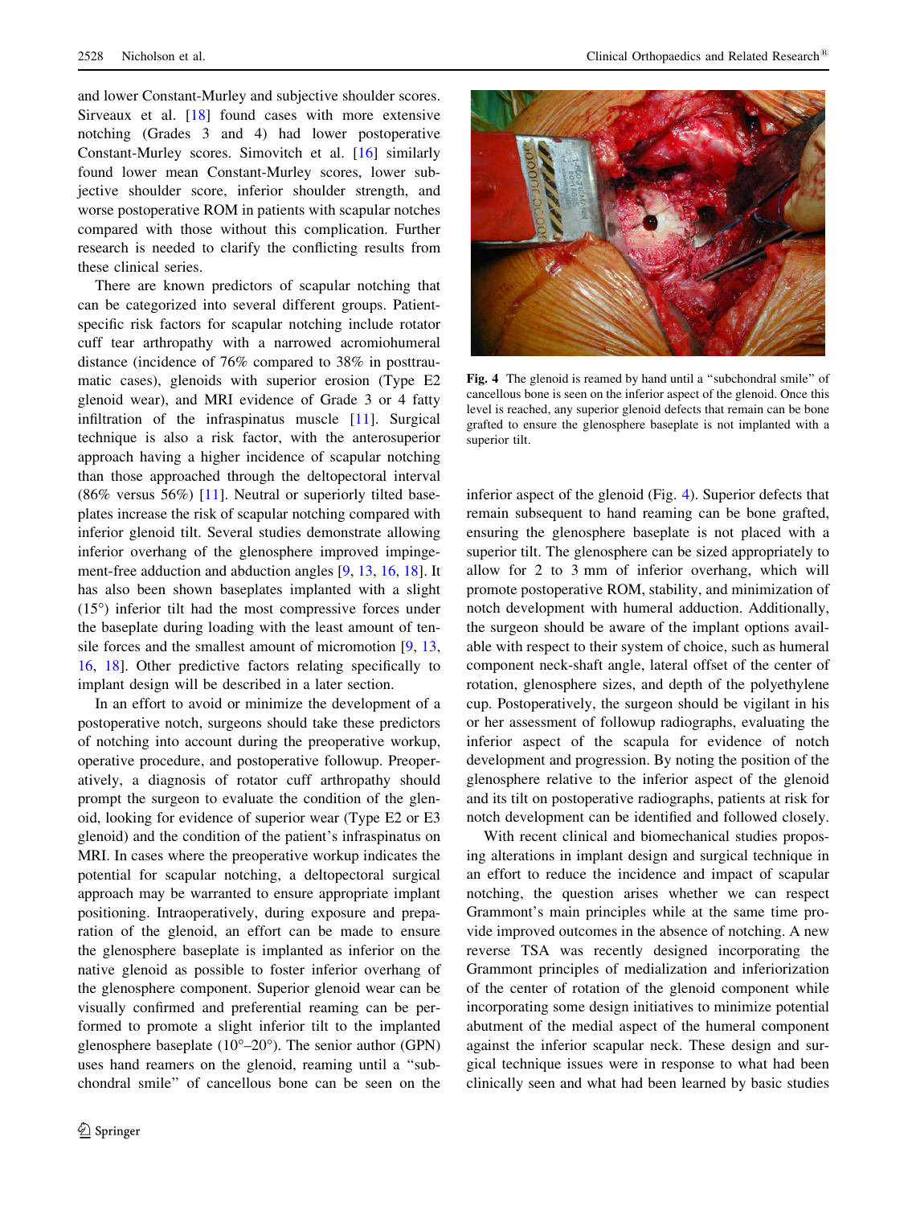and lower Constant-Murley and subjective shoulder scores. Sirveaux et al. [18] found cases with more extensive notching (Grades 3 and 4) had lower postoperative Constant-Murley scores. Simovitch et al. [16] similarly found lower mean Constant-Murley scores, lower subjective shoulder score, inferior shoulder strength, and worse postoperative ROM in patients with scapular notches compared with those without this complication. Further research is needed to clarify the conflicting results from these clinical series.

There are known predictors of scapular notching that can be categorized into several different groups. Patient-specific risk factors for scapular notching include rotator cuff tear arthropathy with a narrowed acromiohumeral distance (incidence of 76% compared to 38% in posttraumatic cases), glenoids with superior erosion (Type E2 glenoid wear), and MRI evidence of Grade 3 or 4 fatty infiltration of the infraspinatus muscle [11]. Surgical technique is also a risk factor, with the anterosuperior approach having a higher incidence of scapular notching than those approached through the deltopectoral interval (86% versus 56%) [11]. Neutral or superiorly tilted baseplates increase the risk of scapular notching compared with inferior glenoid tilt. Several studies demonstrate allowing inferior overhang of the glenosphere improved impingement-free adduction and abduction angles [9, 13, 16, 18]. It has also been shown baseplates implanted with a slight (15°) inferior tilt had the most compressive forces under the baseplate during loading with the least amount of tensile forces and the smallest amount of micromotion [9, 13, 16, 18]. Other predictive factors relating specifically to implant design will be described in a later section.

In an effort to avoid or minimize the development of a postoperative notch, surgeons should take these predictors of notching into account during the preoperative workup, operative procedure, and postoperative followup. Preoperatively, a diagnosis of rotator cuff arthropathy should prompt the surgeon to evaluate the condition of the glenoid, looking for evidence of superior wear (Type E2 or E3 glenoid) and the condition of the patient's infraspinatus on MRI. In cases where the preoperative workup indicates the potential for scapular notching, a deltopectoral surgical approach may be warranted to ensure appropriate implant positioning. Intraoperatively, during exposure and preparation of the glenoid, an effort can be made to ensure the glenosphere baseplate is implanted as inferior on the native glenoid as possible to foster inferior overhang of the glenosphere component. Superior glenoid wear can be visually confirmed and preferential reaming can be performed to promote a slight inferior tilt to the implanted glenosphere baseplate (10°–20°). The senior author (GPN) uses hand reamers on the glenoid, reaming until a "subchondral smile" of cancellous bone can be seen on the inferior aspect of the glenoid (Fig. 4). Superior defects that remain subsequent to hand reaming can be bone grafted, ensuring the glenosphere baseplate is not placed with a superior tilt. The glenosphere can be sized appropriately to allow for 2 to 3 mm of inferior overhang, which will promote postoperative ROM, stability, and minimization of notch development with humeral adduction. Additionally, the surgeon should be aware of the implant options available with respect to their system of choice, such as humeral component neck-shaft angle, lateral offset of the center of rotation, glenosphere sizes, and depth of the polyethylene cup. Postoperatively, the surgeon should be vigilant in his or her assessment of followup radiographs, evaluating the inferior aspect of the scapula for evidence of notch development and progression. By noting the position of the glenosphere relative to the inferior aspect of the glenoid and its tilt on postoperative radiographs, patients at risk for notch development can be identified and followed closely.

**Fig. 4** The glenoid is reamed by hand until a "subchondral smile" of cancellous bone is seen on the inferior aspect of the glenoid. Once this level is reached, any superior glenoid defects that remain can be bone grafted to ensure the glenosphere baseplate is not implanted with a superior tilt.

With recent clinical and biomechanical studies proposing alterations in implant design and surgical technique in an effort to reduce the incidence and impact of scapular notching, the question arises whether we can respect Grammont's main principles while at the same time provide improved outcomes in the absence of notching. A new reverse TSA was recently designed incorporating the Grammont principles of medialization and inferiorization of the center of rotation of the glenoid component while incorporating some design initiatives to minimize potential abutment of the medial aspect of the humeral component against the inferior scapular neck. These design and surgical technique issues were in response to what had been clinically seen and what had been learned by basic studies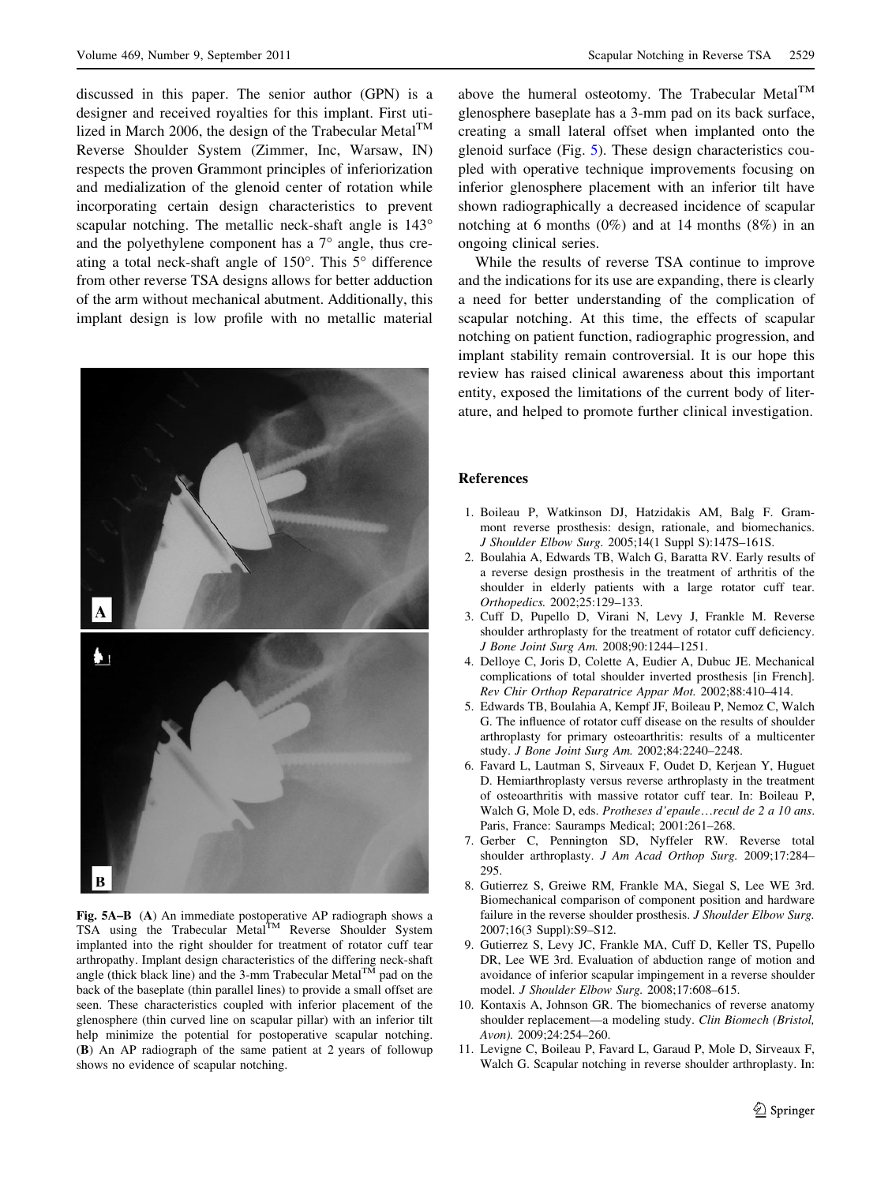discussed in this paper. The senior author (GPN) is a designer and received royalties for this implant. First utilized in March 2006, the design of the Trabecular Metal™ Reverse Shoulder System (Zimmer, Inc, Warsaw, IN) respects the proven Grammont principles of inferiorization and medialization of the glenoid center of rotation while incorporating certain design characteristics to prevent scapular notching. The metallic neck-shaft angle is 143° and the polyethylene component has a 7° angle, thus creating a total neck-shaft angle of 150°. This 5° difference from other reverse TSA designs allows for better adduction of the arm without mechanical abutment. Additionally, this implant design is low profile with no metallic material above the humeral osteotomy. The Trabecular Metal™ glenosphere baseplate has a 3-mm pad on its back surface, creating a small lateral offset when implanted onto the glenoid surface (Fig. 5). These design characteristics coupled with operative technique improvements focusing on inferior glenosphere placement with an inferior tilt have shown radiographically a decreased incidence of scapular notching at 6 months (0%) and at 14 months (8%) in an ongoing clinical series.

**Fig. 5A–B** (**A**) An immediate postoperative AP radiograph shows a TSA using the Trabecular Metal™ Reverse Shoulder System implanted into the right shoulder for treatment of rotator cuff tear arthropathy. Implant design characteristics of the differing neck-shaft angle (thick black line) and the 3-mm Trabecular Metal™ pad on the back of the baseplate (thin parallel lines) to provide a small offset are seen. These characteristics coupled with inferior placement of the glenosphere (thin curved line on scapular pillar) with an inferior tilt help minimize the potential for postoperative scapular notching. (**B**) An AP radiograph of the same patient at 2 years of followup shows no evidence of scapular notching.

While the results of reverse TSA continue to improve and the indications for its use are expanding, there is clearly a need for better understanding of the complication of scapular notching. At this time, the effects of scapular notching on patient function, radiographic progression, and implant stability remain controversial. It is our hope this review has raised clinical awareness about this important entity, exposed the limitations of the current body of literature, and helped to promote further clinical investigation.

## References

1. Boileau P, Watkinson DJ, Hatzidakis AM, Balg F. Grammont reverse prosthesis: design, rationale, and biomechanics. *J Shoulder Elbow Surg.* 2005;14(1 Suppl S):147S–161S.
2. Boulahia A, Edwards TB, Walch G, Baratta RV. Early results of a reverse design prosthesis in the treatment of arthritis of the shoulder in elderly patients with a large rotator cuff tear. *Orthopedics.* 2002;25:129–133.
3. Cuff D, Pupello D, Virani N, Levy J, Frankle M. Reverse shoulder arthroplasty for the treatment of rotator cuff deficiency. *J Bone Joint Surg Am.* 2008;90:1244–1251.
4. Delloye C, Joris D, Colette A, Eudier A, Dubuc JE. Mechanical complications of total shoulder inverted prosthesis [in French]. *Rev Chir Orthop Reparatrice Appar Mot.* 2002;88:410–414.
5. Edwards TB, Boulahia A, Kempf JF, Boileau P, Nemoz C, Walch G. The influence of rotator cuff disease on the results of shoulder arthroplasty for primary osteoarthritis: results of a multicenter study. *J Bone Joint Surg Am.* 2002;84:2240–2248.
6. Favard L, Lautman S, Sirveaux F, Oudet D, Kerjean Y, Huguet D. Hemiarthroplasty versus reverse arthroplasty in the treatment of osteoarthritis with massive rotator cuff tear. In: Boileau P, Walch G, Mole D, eds. *Protheses d'epaule…recul de 2 a 10 ans.* Paris, France: Sauramps Medical; 2001:261–268.
7. Gerber C, Pennington SD, Nyffeler RW. Reverse total shoulder arthroplasty. *J Am Acad Orthop Surg.* 2009;17:284–295.
8. Gutierrez S, Greiwe RM, Frankle MA, Siegal S, Lee WE 3rd. Biomechanical comparison of component position and hardware failure in the reverse shoulder prosthesis. *J Shoulder Elbow Surg.* 2007;16(3 Suppl):S9–S12.
9. Gutierrez S, Levy JC, Frankle MA, Cuff D, Keller TS, Pupello DR, Lee WE 3rd. Evaluation of abduction range of motion and avoidance of inferior scapular impingement in a reverse shoulder model. *J Shoulder Elbow Surg.* 2008;17:608–615.
10. Kontaxis A, Johnson GR. The biomechanics of reverse anatomy shoulder replacement—a modeling study. *Clin Biomech (Bristol, Avon).* 2009;24:254–260.
11. Levigne C, Boileau P, Favard L, Garaud P, Mole D, Sirveaux F, Walch G. Scapular notching in reverse shoulder arthroplasty. In: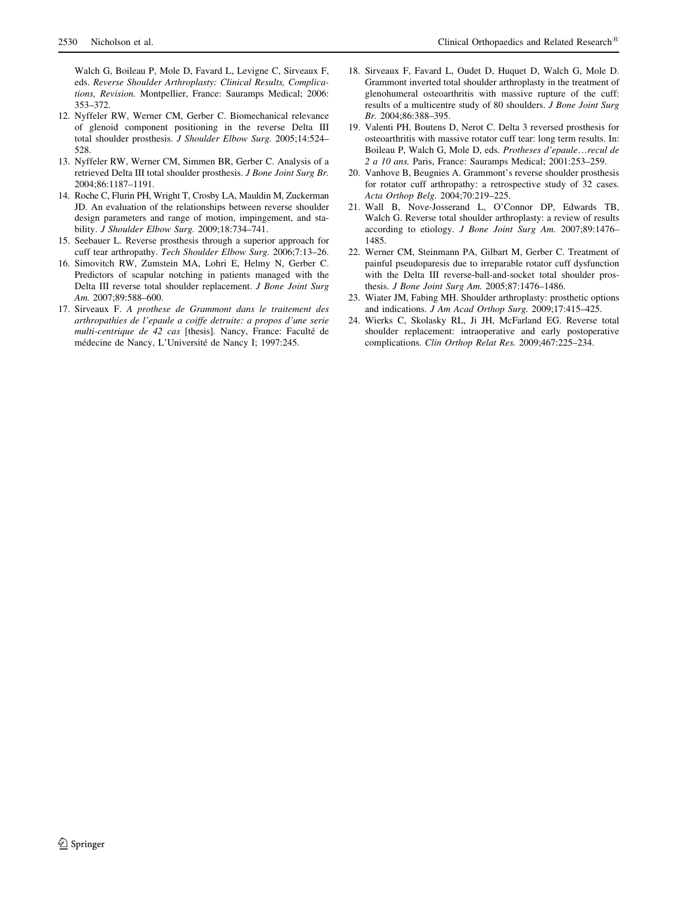Walch G, Boileau P, Mole D, Favard L, Levigne C, Sirveaux F, eds. *Reverse Shoulder Arthroplasty: Clinical Results, Complications, Revision.* Montpellier, France: Sauramps Medical; 2006: 353–372.

12. Nyffeler RW, Werner CM, Gerber C. Biomechanical relevance of glenoid component positioning in the reverse Delta III total shoulder prosthesis. *J Shoulder Elbow Surg.* 2005;14:524–528.
13. Nyffeler RW, Werner CM, Simmen BR, Gerber C. Analysis of a retrieved Delta III total shoulder prosthesis. *J Bone Joint Surg Br.* 2004;86:1187–1191.
14. Roche C, Flurin PH, Wright T, Crosby LA, Mauldin M, Zuckerman JD. An evaluation of the relationships between reverse shoulder design parameters and range of motion, impingement, and stability. *J Shoulder Elbow Surg.* 2009;18:734–741.
15. Seebauer L. Reverse prosthesis through a superior approach for cuff tear arthropathy. *Tech Shoulder Elbow Surg.* 2006;7:13–26.
16. Simovitch RW, Zumstein MA, Lohri E, Helmy N, Gerber C. Predictors of scapular notching in patients managed with the Delta III reverse total shoulder replacement. *J Bone Joint Surg Am.* 2007;89:588–600.
17. Sirveaux F. *A prothese de Grammont dans le traitement des arthropathies de l'epaule a coiffe detruite: a propos d'une serie multi-centrique de 42 cas* [thesis]. Nancy, France: Faculté de médecine de Nancy, L'Université de Nancy I; 1997:245.
18. Sirveaux F, Favard L, Oudet D, Huquet D, Walch G, Mole D. Grammont inverted total shoulder arthroplasty in the treatment of glenohumeral osteoarthritis with massive rupture of the cuff: results of a multicentre study of 80 shoulders. *J Bone Joint Surg Br.* 2004;86:388–395.
19. Valenti PH, Boutens D, Nerot C. Delta 3 reversed prosthesis for osteoarthritis with massive rotator cuff tear: long term results. In: Boileau P, Walch G, Mole D, eds. *Protheses d'epaule…recul de 2 a 10 ans.* Paris, France: Sauramps Medical; 2001:253–259.
20. Vanhove B, Beugnies A. Grammont's reverse shoulder prosthesis for rotator cuff arthropathy: a retrospective study of 32 cases. *Acta Orthop Belg.* 2004;70:219–225.
21. Wall B, Nove-Josserand L, O'Connor DP, Edwards TB, Walch G. Reverse total shoulder arthroplasty: a review of results according to etiology. *J Bone Joint Surg Am.* 2007;89:1476–1485.
22. Werner CM, Steinmann PA, Gilbart M, Gerber C. Treatment of painful pseudoparesis due to irreparable rotator cuff dysfunction with the Delta III reverse-ball-and-socket total shoulder prosthesis. *J Bone Joint Surg Am.* 2005;87:1476–1486.
23. Wiater JM, Fabing MH. Shoulder arthroplasty: prosthetic options and indications. *J Am Acad Orthop Surg.* 2009;17:415–425.
24. Wierks C, Skolasky RL, Ji JH, McFarland EG. Reverse total shoulder replacement: intraoperative and early postoperative complications. *Clin Orthop Relat Res.* 2009;467:225–234.